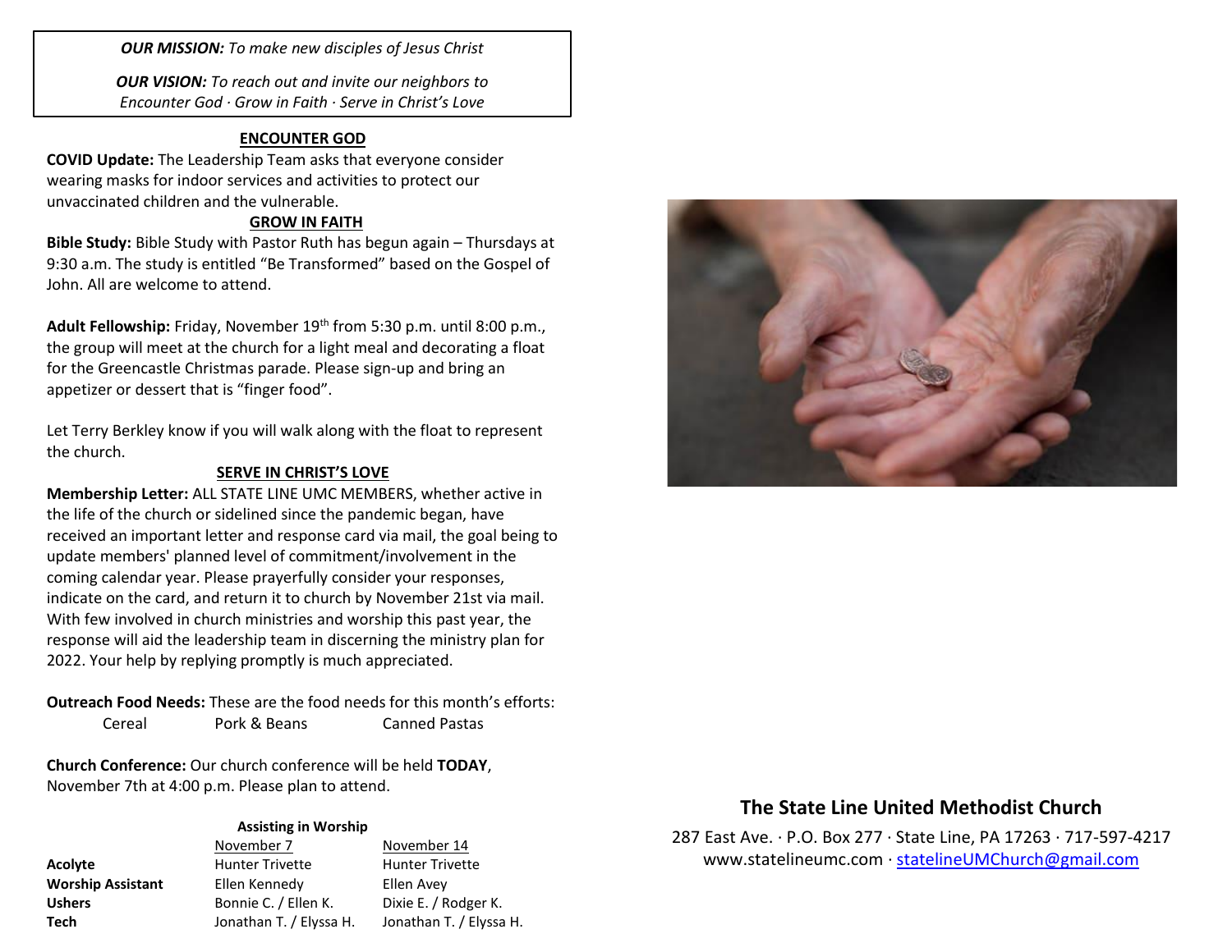***OUR MISSION:*** *To make new disciples of Jesus Christ*

***OUR VISION:*** *To reach out and invite our neighbors to Encounter God · Grow in Faith · Serve in Christ's Love*

## ENCOUNTER GOD

**COVID Update:** The Leadership Team asks that everyone consider wearing masks for indoor services and activities to protect our unvaccinated children and the vulnerable.

## GROW IN FAITH

**Bible Study:** Bible Study with Pastor Ruth has begun again – Thursdays at 9:30 a.m. The study is entitled "Be Transformed" based on the Gospel of John. All are welcome to attend.

**Adult Fellowship:** Friday, November 19th from 5:30 p.m. until 8:00 p.m., the group will meet at the church for a light meal and decorating a float for the Greencastle Christmas parade. Please sign-up and bring an appetizer or dessert that is "finger food".

Let Terry Berkley know if you will walk along with the float to represent the church.

## SERVE IN CHRIST'S LOVE

**Membership Letter:** ALL STATE LINE UMC MEMBERS, whether active in the life of the church or sidelined since the pandemic began, have received an important letter and response card via mail, the goal being to update members' planned level of commitment/involvement in the coming calendar year. Please prayerfully consider your responses, indicate on the card, and return it to church by November 21st via mail. With few involved in church ministries and worship this past year, the response will aid the leadership team in discerning the ministry plan for 2022. Your help by replying promptly is much appreciated.

**Outreach Food Needs:** These are the food needs for this month's efforts:

- Cereal
- Pork & Beans
- Canned Pastas

**Church Conference:** Our church conference will be held **TODAY**, November 7th at 4:00 p.m. Please plan to attend.

**Assisting in Worship**

| | November 7 | November 14 |
|---|---|---|
| **Acolyte** | Hunter Trivette | Hunter Trivette |
| **Worship Assistant** | Ellen Kennedy | Ellen Avey |
| **Ushers** | Bonnie C. / Ellen K. | Dixie E. / Rodger K. |
| **Tech** | Jonathan T. / Elyssa H. | Jonathan T. / Elyssa H. |

# The State Line United Methodist Church

287 East Ave. · P.O. Box 277 · State Line, PA 17263 · 717-597-4217
www.statelineumc.com · statelineUMChurch@gmail.com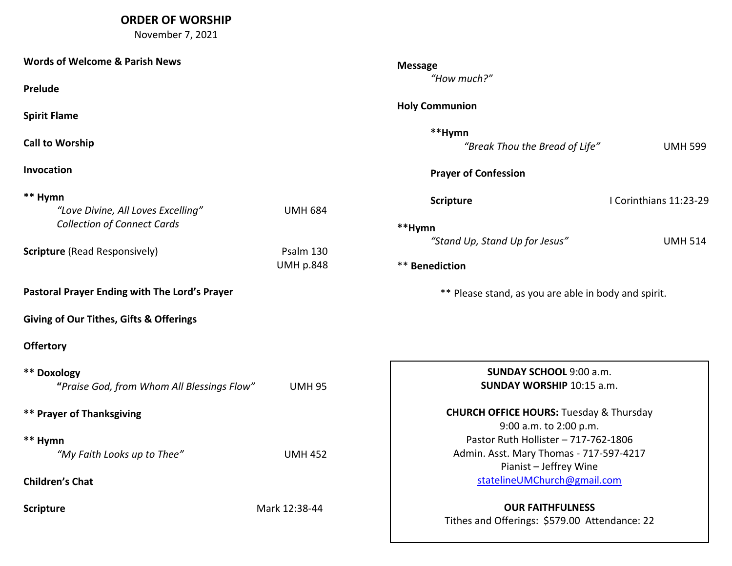# ORDER OF WORSHIP

November 7, 2021

**Words of Welcome & Parish News**

**Prelude**

**Spirit Flame**

**Call to Worship**

**Invocation**

**\*\* Hymn**
*"Love Divine, All Loves Excelling"* UMH 684
*Collection of Connect Cards*

**Scripture** (Read Responsively) Psalm 130
UMH p.848

**Pastoral Prayer Ending with The Lord's Prayer**

**Giving of Our Tithes, Gifts & Offerings**

**Offertory**

**\*\* Doxology**
**"***Praise God, from Whom All Blessings Flow"* UMH 95

**\*\* Prayer of Thanksgiving**

**\*\* Hymn**
*"My Faith Looks up to Thee"* UMH 452

**Children's Chat**

**Scripture** Mark 12:38-44

**Message**
*"How much?"*

**Holy Communion**

**\*\*Hymn**
*"Break Thou the Bread of Life"* UMH 599

**Prayer of Confession**

**Scripture** I Corinthians 11:23-29

**\*\*Hymn**
*"Stand Up, Stand Up for Jesus"* UMH 514

\*\* **Benediction**

\*\* Please stand, as you are able in body and spirit.

---

**SUNDAY SCHOOL** 9:00 a.m.
**SUNDAY WORSHIP** 10:15 a.m.

**CHURCH OFFICE HOURS:** Tuesday & Thursday
9:00 a.m. to 2:00 p.m.
Pastor Ruth Hollister – 717-762-1806
Admin. Asst. Mary Thomas - 717-597-4217
Pianist – Jeffrey Wine
statelineUMChurch@gmail.com

**OUR FAITHFULNESS**
Tithes and Offerings: $579.00 Attendance: 22